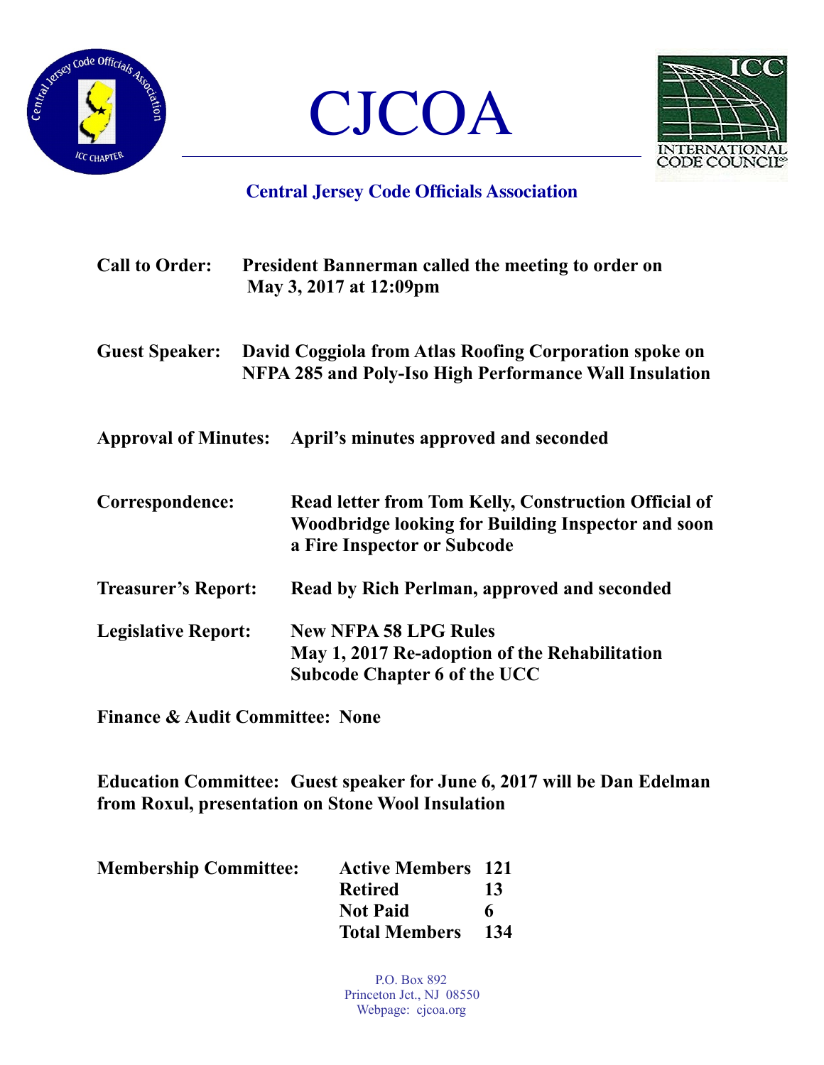# CJCOA

## Central Jersey Code Officials Association

**Call to Order:** President Bannerman called the meeting to order on May 3, 2017 at 12:09pm

**Guest Speaker:** David Coggiola from Atlas Roofing Corporation spoke on NFPA 285 and Poly-Iso High Performance Wall Insulation

**Approval of Minutes:** April's minutes approved and seconded

**Correspondence:** Read letter from Tom Kelly, Construction Official of Woodbridge looking for Building Inspector and soon a Fire Inspector or Subcode

**Treasurer's Report:** Read by Rich Perlman, approved and seconded

**Legislative Report:** New NFPA 58 LPG Rules
May 1, 2017 Re-adoption of the Rehabilitation Subcode Chapter 6 of the UCC

**Finance & Audit Committee:** None

**Education Committee:** Guest speaker for June 6, 2017 will be Dan Edelman from Roxul, presentation on Stone Wool Insulation

**Membership Committee:**

| | |
|---|---|
| Active Members | 121 |
| Retired | 13 |
| Not Paid | 6 |
| Total Members | 134 |

P.O. Box 892
Princeton Jct., NJ 08550
Webpage: cjcoa.org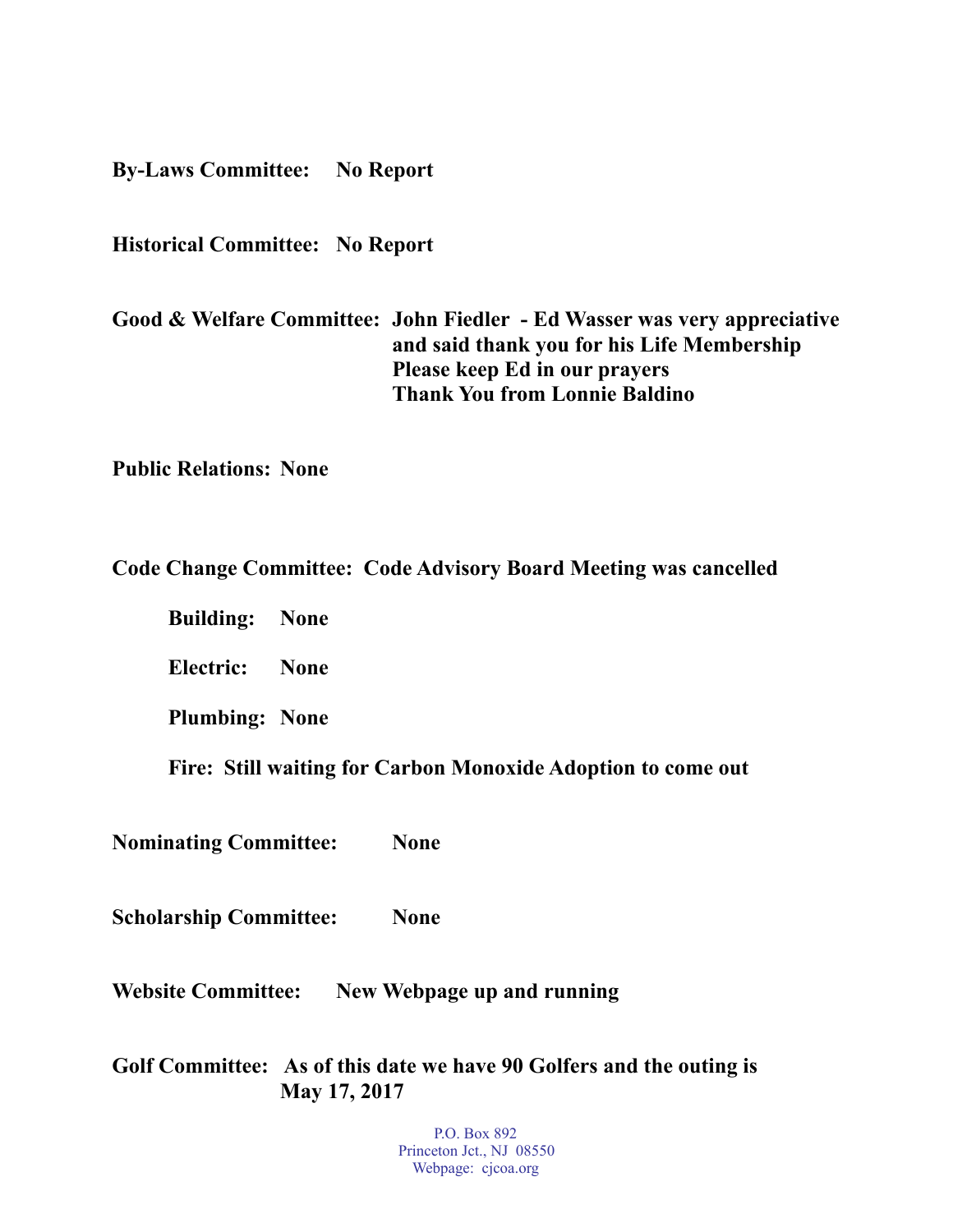**By-Laws Committee:** **No Report**

**Historical Committee:** **No Report**

**Good & Welfare Committee:** **John Fiedler - Ed Wasser was very appreciative and said thank you for his Life Membership**
**Please keep Ed in our prayers**
**Thank You from Lonnie Baldino**

**Public Relations:** **None**

**Code Change Committee:** **Code Advisory Board Meeting was cancelled**

**Building:** **None**

**Electric:** **None**

**Plumbing:** **None**

**Fire:** **Still waiting for Carbon Monoxide Adoption to come out**

**Nominating Committee:** **None**

**Scholarship Committee:** **None**

**Website Committee:** **New Webpage up and running**

**Golf Committee:** **As of this date we have 90 Golfers and the outing is May 17, 2017**

P.O. Box 892
Princeton Jct., NJ 08550
Webpage: cjcoa.org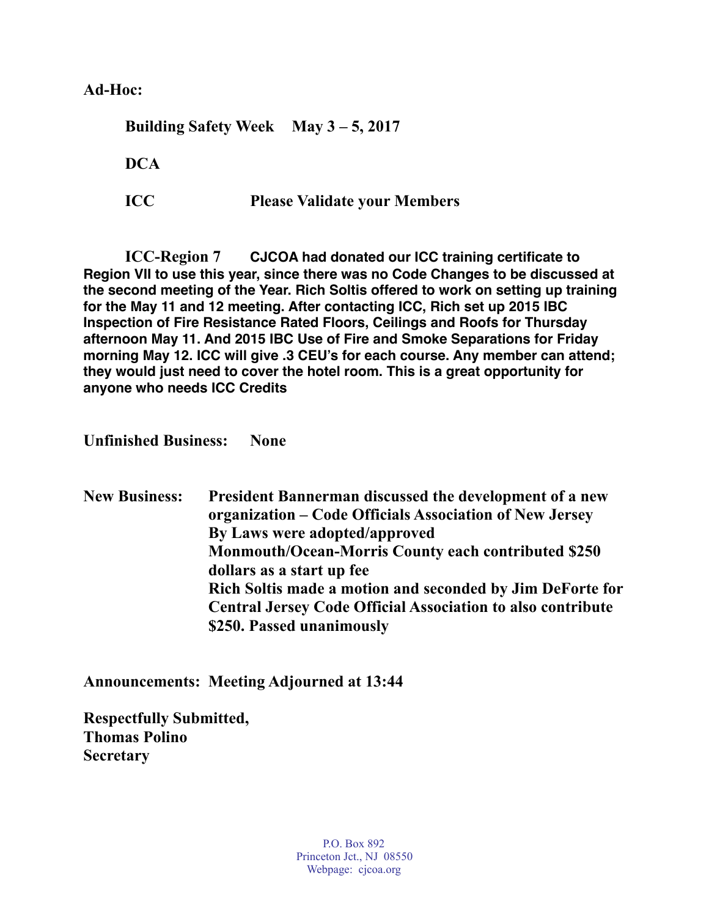**Ad-Hoc:**

**Building Safety Week May 3 – 5, 2017**

**DCA**

**ICC Please Validate your Members**

**ICC-Region 7 CJCOA had donated our ICC training certificate to Region VII to use this year, since there was no Code Changes to be discussed at the second meeting of the Year. Rich Soltis offered to work on setting up training for the May 11 and 12 meeting. After contacting ICC, Rich set up 2015 IBC Inspection of Fire Resistance Rated Floors, Ceilings and Roofs for Thursday afternoon May 11. And 2015 IBC Use of Fire and Smoke Separations for Friday morning May 12. ICC will give .3 CEU's for each course. Any member can attend; they would just need to cover the hotel room. This is a great opportunity for anyone who needs ICC Credits**

**Unfinished Business: None**

**New Business: President Bannerman discussed the development of a new organization – Code Officials Association of New Jersey**
**By Laws were adopted/approved**
**Monmouth/Ocean-Morris County each contributed $250 dollars as a start up fee**
**Rich Soltis made a motion and seconded by Jim DeForte for Central Jersey Code Official Association to also contribute $250. Passed unanimously**

**Announcements: Meeting Adjourned at 13:44**

**Respectfully Submitted,**
**Thomas Polino**
**Secretary**

P.O. Box 892
Princeton Jct., NJ 08550
Webpage: cjcoa.org